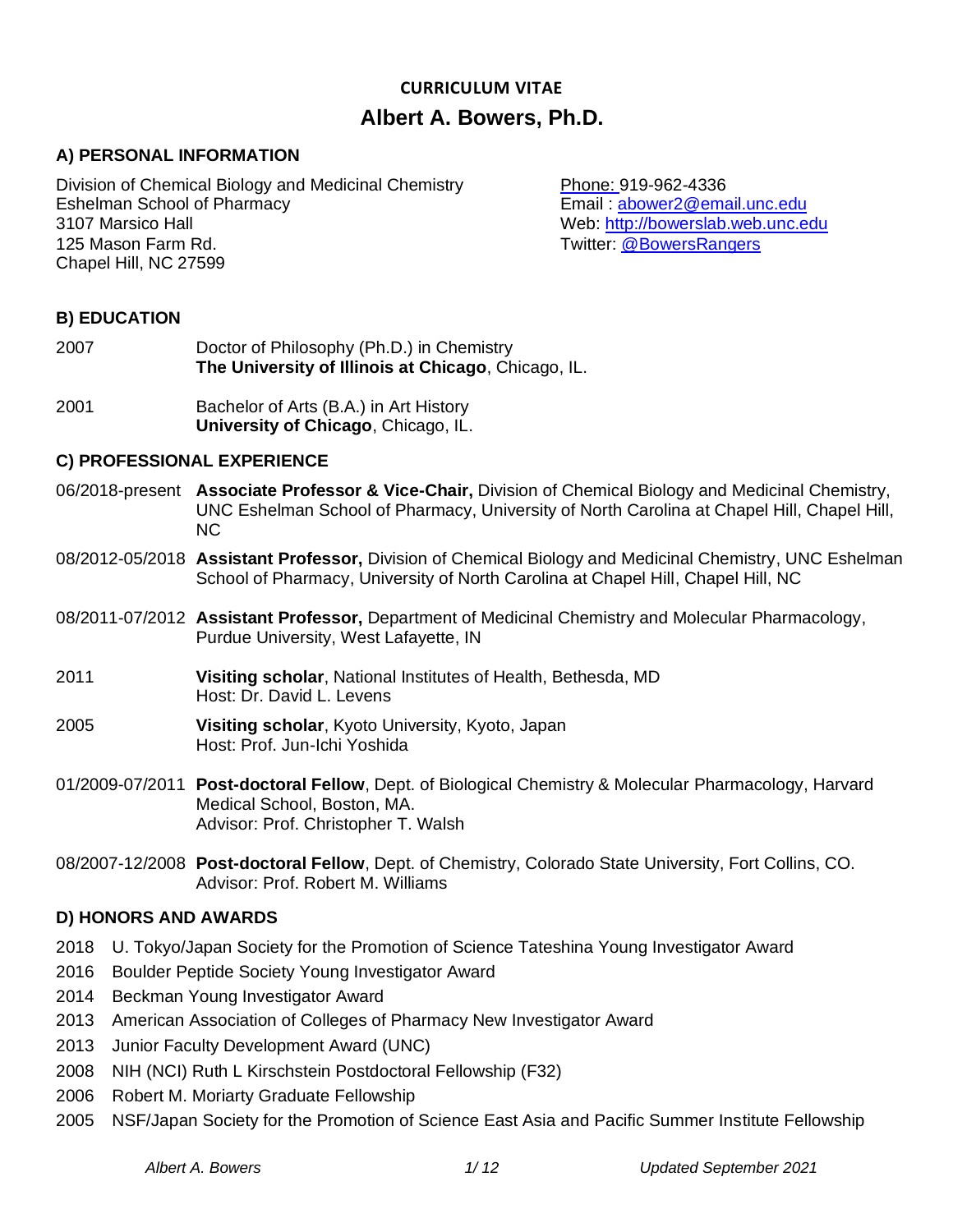# CURRICULUM VITAE

## Albert A. Bowers, Ph.D.

### A) PERSONAL INFORMATION

Division of Chemical Biology and Medicinal Chemistry
Eshelman School of Pharmacy
3107 Marsico Hall
125 Mason Farm Rd.
Chapel Hill, NC 27599

Phone: 919-962-4336
Email : abower2@email.unc.edu
Web: http://bowerslab.web.unc.edu
Twitter: @BowersRangers

### B) EDUCATION

2007 Doctor of Philosophy (Ph.D.) in Chemistry
**The University of Illinois at Chicago**, Chicago, IL.

2001 Bachelor of Arts (B.A.) in Art History
**University of Chicago**, Chicago, IL.

### C) PROFESSIONAL EXPERIENCE

06/2018-present **Associate Professor & Vice-Chair,** Division of Chemical Biology and Medicinal Chemistry, UNC Eshelman School of Pharmacy, University of North Carolina at Chapel Hill, Chapel Hill, NC

08/2012-05/2018 **Assistant Professor,** Division of Chemical Biology and Medicinal Chemistry, UNC Eshelman School of Pharmacy, University of North Carolina at Chapel Hill, Chapel Hill, NC

08/2011-07/2012 **Assistant Professor,** Department of Medicinal Chemistry and Molecular Pharmacology, Purdue University, West Lafayette, IN

2011 **Visiting scholar**, National Institutes of Health, Bethesda, MD
Host: Dr. David L. Levens

2005 **Visiting scholar**, Kyoto University, Kyoto, Japan
Host: Prof. Jun-Ichi Yoshida

01/2009-07/2011 **Post-doctoral Fellow**, Dept. of Biological Chemistry & Molecular Pharmacology, Harvard Medical School, Boston, MA.
Advisor: Prof. Christopher T. Walsh

08/2007-12/2008 **Post-doctoral Fellow**, Dept. of Chemistry, Colorado State University, Fort Collins, CO.
Advisor: Prof. Robert M. Williams

### D) HONORS AND AWARDS

- 2018 U. Tokyo/Japan Society for the Promotion of Science Tateshina Young Investigator Award
- 2016 Boulder Peptide Society Young Investigator Award
- 2014 Beckman Young Investigator Award
- 2013 American Association of Colleges of Pharmacy New Investigator Award
- 2013 Junior Faculty Development Award (UNC)
- 2008 NIH (NCI) Ruth L Kirschstein Postdoctoral Fellowship (F32)
- 2006 Robert M. Moriarty Graduate Fellowship
- 2005 NSF/Japan Society for the Promotion of Science East Asia and Pacific Summer Institute Fellowship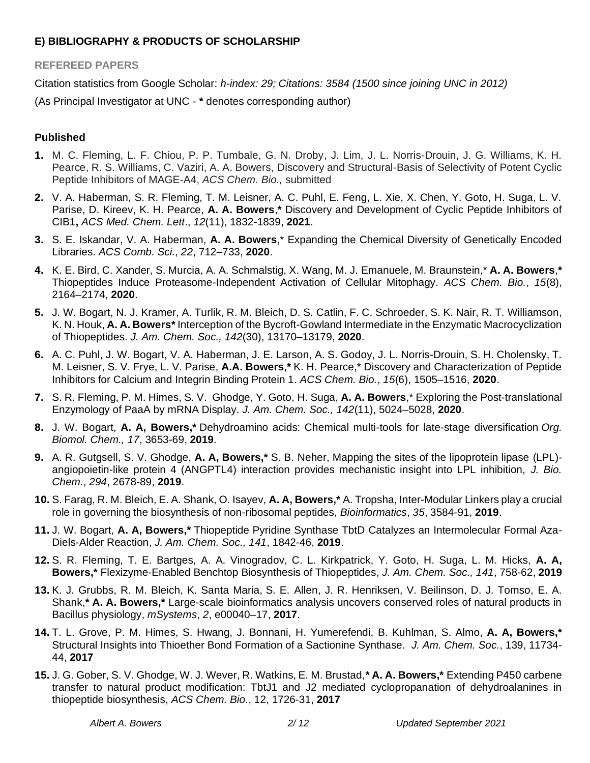### E) BIBLIOGRAPHY & PRODUCTS OF SCHOLARSHIP

#### REFEREED PAPERS

Citation statistics from Google Scholar: *h-index: 29; Citations: 3584 (1500 since joining UNC in 2012)*

(As Principal Investigator at UNC - **\*** denotes corresponding author)

**Published**

1. M. C. Fleming, L. F. Chiou, P. P. Tumbale, G. N. Droby, J. Lim, J. L. Norris-Drouin, J. G. Williams, K. H. Pearce, R. S. Williams, C. Vaziri, A. A. Bowers, Discovery and Structural-Basis of Selectivity of Potent Cyclic Peptide Inhibitors of MAGE-A4, *ACS Chem. Bio.,* submitted
2. V. A. Haberman, S. R. Fleming, T. M. Leisner, A. C. Puhl, E. Feng, L. Xie, X. Chen, Y. Goto, H. Suga, L. V. Parise, D. Kireev, K. H. Pearce, **A. A. Bowers**,**\*** Discovery and Development of Cyclic Peptide Inhibitors of CIB1**,** *ACS Med. Chem. Lett*., *12*(11), 1832-1839, **2021**.
3. S. E. Iskandar, V. A. Haberman, **A. A. Bowers**,\* Expanding the Chemical Diversity of Genetically Encoded Libraries. *ACS Comb. Sci.*, *22*, 712–733, **2020**.
4. K. E. Bird, C. Xander, S. Murcia, A. A. Schmalstig, X. Wang, M. J. Emanuele, M. Braunstein,\* **A. A. Bowers**,**\*** Thiopeptides Induce Proteasome-Independent Activation of Cellular Mitophagy. *ACS Chem. Bio.*, *15*(8), 2164–2174, **2020**.
5. J. W. Bogart, N. J. Kramer, A. Turlik, R. M. Bleich, D. S. Catlin, F. C. Schroeder, S. K. Nair, R. T. Williamson, K. N. Houk, **A. A. Bowers\*** Interception of the Bycroft-Gowland Intermediate in the Enzymatic Macrocyclization of Thiopeptides. *J. Am. Chem. Soc., 142*(30), 13170–13179, **2020**.
6. A. C. Puhl, J. W. Bogart, V. A. Haberman, J. E. Larson, A. S. Godoy, J. L. Norris-Drouin, S. H. Cholensky, T. M. Leisner, S. V. Frye, L. V. Parise, **A.A. Bowers**,**\*** K. H. Pearce,\* Discovery and Characterization of Peptide Inhibitors for Calcium and Integrin Binding Protein 1. *ACS Chem. Bio.*, *15*(6), 1505–1516, **2020**.
7. S. R. Fleming, P. M. Himes, S. V. Ghodge, Y. Goto, H. Suga, **A. A. Bowers**,\* Exploring the Post-translational Enzymology of PaaA by mRNA Display. *J. Am. Chem. Soc., 142*(11), 5024–5028, **2020**.
8. J. W. Bogart, **A. A, Bowers,\*** Dehydroamino acids: Chemical multi-tools for late-stage diversification *Org. Biomol. Chem., 17*, 3653-69, **2019**.
9. A. R. Gutgsell, S. V. Ghodge, **A. A, Bowers,\*** S. B. Neher, Mapping the sites of the lipoprotein lipase (LPL)-angiopoietin-like protein 4 (ANGPTL4) interaction provides mechanistic insight into LPL inhibition, *J. Bio. Chem.*, *294*, 2678-89, **2019**.
10. S. Farag, R. M. Bleich, E. A. Shank, O. Isayev, **A. A, Bowers,\*** A. Tropsha, Inter-Modular Linkers play a crucial role in governing the biosynthesis of non-ribosomal peptides, *Bioinformatics*, *35*, 3584-91, **2019**.
11. J. W. Bogart, **A. A, Bowers,\*** Thiopeptide Pyridine Synthase TbtD Catalyzes an Intermolecular Formal Aza-Diels-Alder Reaction, *J. Am. Chem. Soc., 141*, 1842-46, **2019**.
12. S. R. Fleming, T. E. Bartges, A. A. Vinogradov, C. L. Kirkpatrick, Y. Goto, H. Suga, L. M. Hicks, **A. A, Bowers,\*** Flexizyme-Enabled Benchtop Biosynthesis of Thiopeptides, *J. Am. Chem. Soc., 141*, 758-62, **2019**
13. K. J. Grubbs, R. M. Bleich, K. Santa Maria, S. E. Allen, J. R. Henriksen, V. Beilinson, D. J. Tomso, E. A. Shank,**\* A. A. Bowers,\*** Large-scale bioinformatics analysis uncovers conserved roles of natural products in Bacillus physiology, *mSystems*, *2*, e00040–17, **2017**.
14. T. L. Grove, P. M. Himes, S. Hwang, J. Bonnani, H. Yumerefendi, B. Kuhlman, S. Almo, **A. A, Bowers,\*** Structural Insights into Thioether Bond Formation of a Sactionine Synthase. *J. Am. Chem. Soc.*, 139, 11734-44, **2017**
15. J. G. Gober, S. V. Ghodge, W. J. Wever, R. Watkins, E. M. Brustad,**\* A. A. Bowers,\*** Extending P450 carbene transfer to natural product modification: TbtJ1 and J2 mediated cyclopropanation of dehydroalanines in thiopeptide biosynthesis, *ACS Chem. Bio.*, 12, 1726-31, **2017**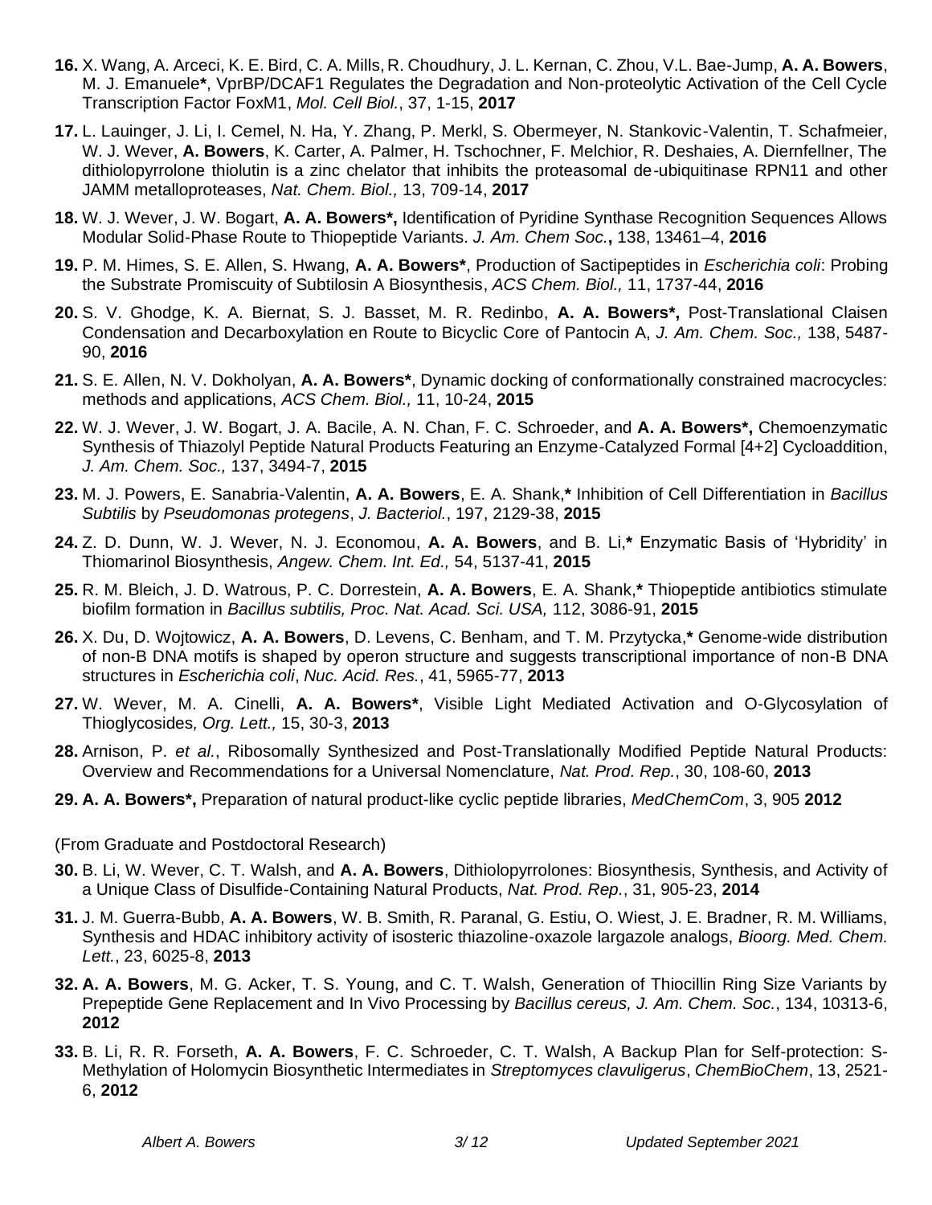**16.** X. Wang, A. Arceci, K. E. Bird, C. A. Mills, R. Choudhury, J. L. Kernan, C. Zhou, V.L. Bae-Jump, **A. A. Bowers**, M. J. Emanuele**\***, VprBP/DCAF1 Regulates the Degradation and Non-proteolytic Activation of the Cell Cycle Transcription Factor FoxM1, *Mol. Cell Biol.*, 37, 1-15, **2017**

**17.** L. Lauinger, J. Li, I. Cemel, N. Ha, Y. Zhang, P. Merkl, S. Obermeyer, N. Stankovic-Valentin, T. Schafmeier, W. J. Wever, **A. Bowers**, K. Carter, A. Palmer, H. Tschochner, F. Melchior, R. Deshaies, A. Diernfellner, The dithiolopyrrolone thiolutin is a zinc chelator that inhibits the proteasomal de-ubiquitinase RPN11 and other JAMM metalloproteases, *Nat. Chem. Biol.,* 13, 709-14, **2017**

**18.** W. J. Wever, J. W. Bogart, **A. A. Bowers\*,** Identification of Pyridine Synthase Recognition Sequences Allows Modular Solid-Phase Route to Thiopeptide Variants. *J. Am. Chem Soc.***,** 138, 13461–4, **2016**

**19.** P. M. Himes, S. E. Allen, S. Hwang, **A. A. Bowers\***, Production of Sactipeptides in *Escherichia coli*: Probing the Substrate Promiscuity of Subtilosin A Biosynthesis, *ACS Chem. Biol.,* 11, 1737-44, **2016**

**20.** S. V. Ghodge, K. A. Biernat, S. J. Basset, M. R. Redinbo, **A. A. Bowers\*,** Post-Translational Claisen Condensation and Decarboxylation en Route to Bicyclic Core of Pantocin A, *J. Am. Chem. Soc.,* 138, 5487-90, **2016**

**21.** S. E. Allen, N. V. Dokholyan, **A. A. Bowers\***, Dynamic docking of conformationally constrained macrocycles: methods and applications, *ACS Chem. Biol.,* 11, 10-24, **2015**

**22.** W. J. Wever, J. W. Bogart, J. A. Bacile, A. N. Chan, F. C. Schroeder, and **A. A. Bowers\*,** Chemoenzymatic Synthesis of Thiazolyl Peptide Natural Products Featuring an Enzyme-Catalyzed Formal [4+2] Cycloaddition, *J. Am. Chem. Soc.,* 137, 3494-7, **2015**

**23.** M. J. Powers, E. Sanabria-Valentin, **A. A. Bowers**, E. A. Shank,**\*** Inhibition of Cell Differentiation in *Bacillus Subtilis* by *Pseudomonas protegens*, *J. Bacteriol.*, 197, 2129-38, **2015**

**24.** Z. D. Dunn, W. J. Wever, N. J. Economou, **A. A. Bowers**, and B. Li,**\*** Enzymatic Basis of 'Hybridity' in Thiomarinol Biosynthesis, *Angew. Chem. Int. Ed.,* 54, 5137-41, **2015**

**25.** R. M. Bleich, J. D. Watrous, P. C. Dorrestein, **A. A. Bowers**, E. A. Shank,**\*** Thiopeptide antibiotics stimulate biofilm formation in *Bacillus subtilis, Proc. Nat. Acad. Sci. USA,* 112, 3086-91, **2015**

**26.** X. Du, D. Wojtowicz, **A. A. Bowers**, D. Levens, C. Benham, and T. M. Przytycka,**\*** Genome-wide distribution of non-B DNA motifs is shaped by operon structure and suggests transcriptional importance of non-B DNA structures in *Escherichia coli*, *Nuc. Acid. Res.*, 41, 5965-77, **2013**

**27.** W. Wever, M. A. Cinelli, **A. A. Bowers\***, Visible Light Mediated Activation and O-Glycosylation of Thioglycosides*, Org. Lett.,* 15, 30-3, **2013**

**28.** Arnison, P. *et al.*, Ribosomally Synthesized and Post-Translationally Modified Peptide Natural Products: Overview and Recommendations for a Universal Nomenclature, *Nat. Prod. Rep.*, 30, 108-60, **2013**

**29. A. A. Bowers\*,** Preparation of natural product-like cyclic peptide libraries, *MedChemCom*, 3, 905 **2012**

(From Graduate and Postdoctoral Research)

**30.** B. Li, W. Wever, C. T. Walsh, and **A. A. Bowers**, Dithiolopyrrolones: Biosynthesis, Synthesis, and Activity of a Unique Class of Disulfide-Containing Natural Products, *Nat. Prod. Rep.*, 31, 905-23, **2014**

**31.** J. M. Guerra-Bubb, **A. A. Bowers**, W. B. Smith, R. Paranal, G. Estiu, O. Wiest, J. E. Bradner, R. M. Williams, Synthesis and HDAC inhibitory activity of isosteric thiazoline-oxazole largazole analogs, *Bioorg. Med. Chem. Lett.*, 23, 6025-8, **2013**

**32. A. A. Bowers**, M. G. Acker, T. S. Young, and C. T. Walsh, Generation of Thiocillin Ring Size Variants by Prepeptide Gene Replacement and In Vivo Processing by *Bacillus cereus, J. Am. Chem. Soc.*, 134, 10313-6, **2012**

**33.** B. Li, R. R. Forseth, **A. A. Bowers**, F. C. Schroeder, C. T. Walsh, A Backup Plan for Self-protection: S-Methylation of Holomycin Biosynthetic Intermediates in *Streptomyces clavuligerus*, *ChemBioChem*, 13, 2521-6, **2012**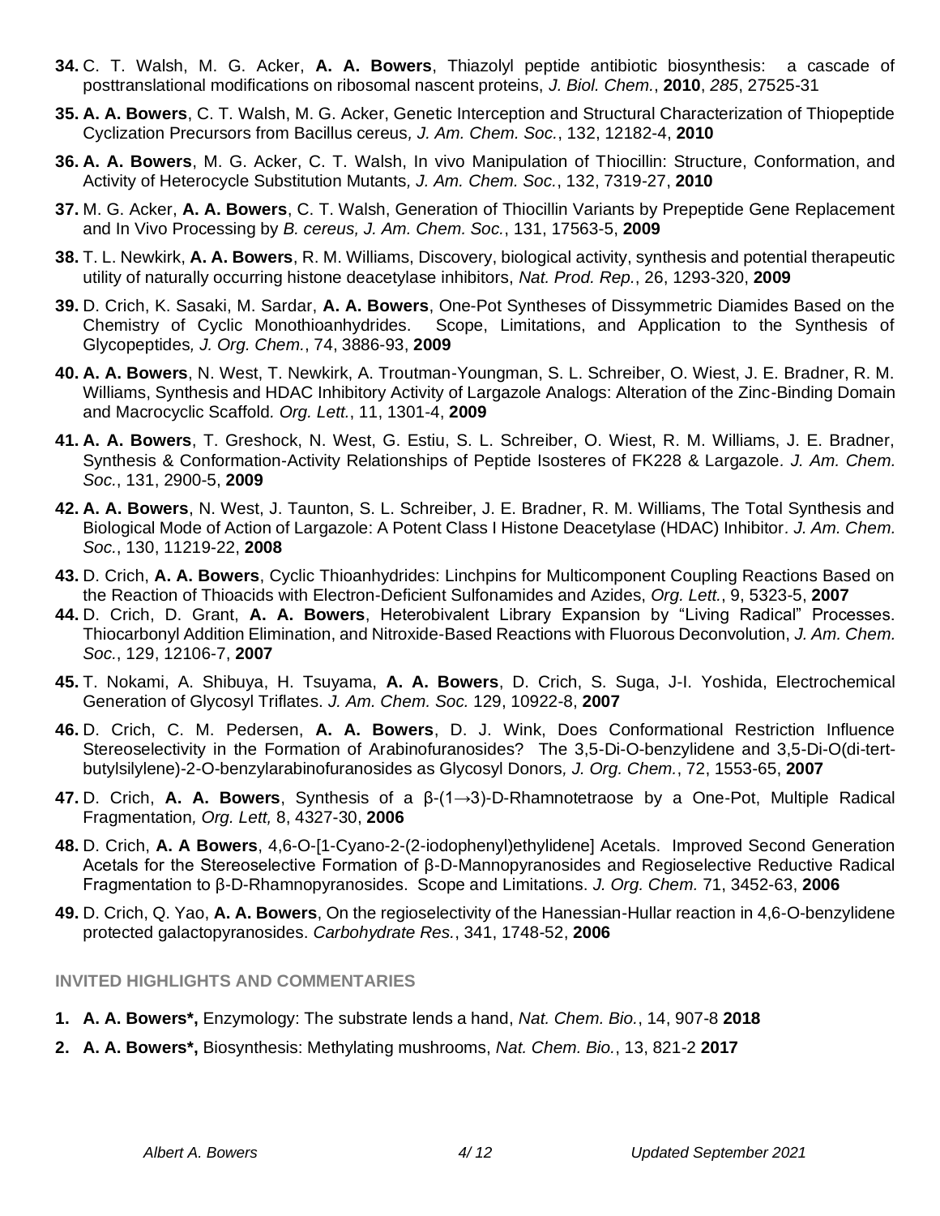**34.** C. T. Walsh, M. G. Acker, **A. A. Bowers**, Thiazolyl peptide antibiotic biosynthesis: a cascade of posttranslational modifications on ribosomal nascent proteins, *J. Biol. Chem.*, **2010**, *285*, 27525-31

**35.** **A. A. Bowers**, C. T. Walsh, M. G. Acker, Genetic Interception and Structural Characterization of Thiopeptide Cyclization Precursors from Bacillus cereus*, J. Am. Chem. Soc.*, 132, 12182-4, **2010**

**36.** **A. A. Bowers**, M. G. Acker, C. T. Walsh, In vivo Manipulation of Thiocillin: Structure, Conformation, and Activity of Heterocycle Substitution Mutants*, J. Am. Chem. Soc.*, 132, 7319-27, **2010**

**37.** M. G. Acker, **A. A. Bowers**, C. T. Walsh, Generation of Thiocillin Variants by Prepeptide Gene Replacement and In Vivo Processing by *B. cereus, J. Am. Chem. Soc.*, 131, 17563-5, **2009**

**38.** T. L. Newkirk, **A. A. Bowers**, R. M. Williams, Discovery, biological activity, synthesis and potential therapeutic utility of naturally occurring histone deacetylase inhibitors, *Nat. Prod. Rep.*, 26, 1293-320, **2009**

**39.** D. Crich, K. Sasaki, M. Sardar, **A. A. Bowers**, One-Pot Syntheses of Dissymmetric Diamides Based on the Chemistry of Cyclic Monothioanhydrides. Scope, Limitations, and Application to the Synthesis of Glycopeptides*, J. Org. Chem.*, 74, 3886-93, **2009**

**40.** **A. A. Bowers**, N. West, T. Newkirk, A. Troutman-Youngman, S. L. Schreiber, O. Wiest, J. E. Bradner, R. M. Williams, Synthesis and HDAC Inhibitory Activity of Largazole Analogs: Alteration of the Zinc-Binding Domain and Macrocyclic Scaffold*. Org. Lett.*, 11, 1301-4, **2009**

**41.** **A. A. Bowers**, T. Greshock, N. West, G. Estiu, S. L. Schreiber, O. Wiest, R. M. Williams, J. E. Bradner, Synthesis & Conformation-Activity Relationships of Peptide Isosteres of FK228 & Largazole*. J. Am. Chem. Soc.*, 131, 2900-5, **2009**

**42.** **A. A. Bowers**, N. West, J. Taunton, S. L. Schreiber, J. E. Bradner, R. M. Williams, The Total Synthesis and Biological Mode of Action of Largazole: A Potent Class I Histone Deacetylase (HDAC) Inhibitor*. J. Am. Chem. Soc.*, 130, 11219-22, **2008**

**43.** D. Crich, **A. A. Bowers**, Cyclic Thioanhydrides: Linchpins for Multicomponent Coupling Reactions Based on the Reaction of Thioacids with Electron-Deficient Sulfonamides and Azides, *Org. Lett.*, 9, 5323-5, **2007**

**44.** D. Crich, D. Grant, **A. A. Bowers**, Heterobivalent Library Expansion by "Living Radical" Processes. Thiocarbonyl Addition Elimination, and Nitroxide-Based Reactions with Fluorous Deconvolution, *J. Am. Chem. Soc.*, 129, 12106-7, **2007**

**45.** T. Nokami, A. Shibuya, H. Tsuyama, **A. A. Bowers**, D. Crich, S. Suga, J-I. Yoshida, Electrochemical Generation of Glycosyl Triflates. *J. Am. Chem. Soc.* 129, 10922-8, **2007**

**46.** D. Crich, C. M. Pedersen, **A. A. Bowers**, D. J. Wink, Does Conformational Restriction Influence Stereoselectivity in the Formation of Arabinofuranosides? The 3,5-Di-O-benzylidene and 3,5-Di-O(di-tert-butylsilylene)-2-O-benzylarabinofuranosides as Glycosyl Donors*, J. Org. Chem.*, 72, 1553-65, **2007**

**47.** D. Crich, **A. A. Bowers**, Synthesis of a β-(1→3)-D-Rhamnotetraose by a One-Pot, Multiple Radical Fragmentation*, Org. Lett,* 8, 4327-30, **2006**

**48.** D. Crich, **A. A Bowers**, 4,6-O-[1-Cyano-2-(2-iodophenyl)ethylidene] Acetals. Improved Second Generation Acetals for the Stereoselective Formation of β-D-Mannopyranosides and Regioselective Reductive Radical Fragmentation to β-D-Rhamnopyranosides. Scope and Limitations. *J. Org. Chem.* 71, 3452-63, **2006**

**49.** D. Crich, Q. Yao, **A. A. Bowers**, On the regioselectivity of the Hanessian-Hullar reaction in 4,6-O-benzylidene protected galactopyranosides. *Carbohydrate Res.*, 341, 1748-52, **2006**

## INVITED HIGHLIGHTS AND COMMENTARIES

1. **A. A. Bowers\*,** Enzymology: The substrate lends a hand, *Nat. Chem. Bio.*, 14, 907-8 **2018**
2. **A. A. Bowers\*,** Biosynthesis: Methylating mushrooms, *Nat. Chem. Bio.*, 13, 821-2 **2017**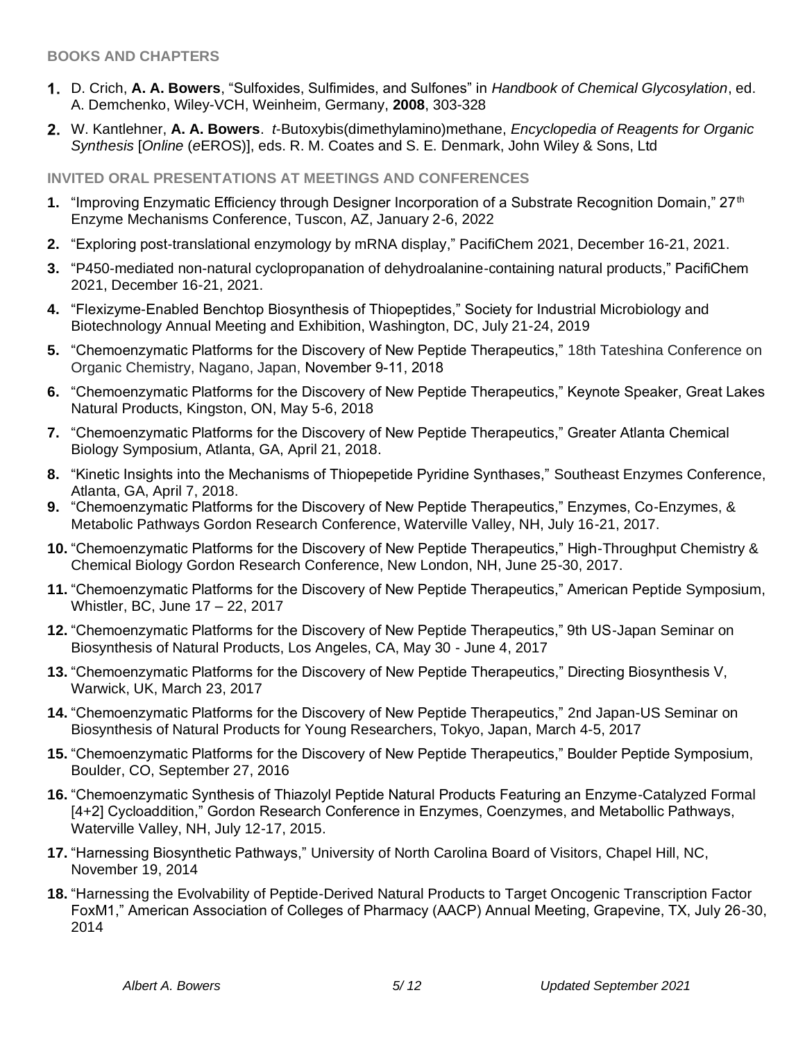### BOOKS AND CHAPTERS

1. D. Crich, **A. A. Bowers**, "Sulfoxides, Sulfimides, and Sulfones" in *Handbook of Chemical Glycosylation*, ed. A. Demchenko, Wiley-VCH, Weinheim, Germany, **2008**, 303-328
2. W. Kantlehner, **A. A. Bowers**. *t*-Butoxybis(dimethylamino)methane, *Encyclopedia of Reagents for Organic Synthesis* [*Online* (*e*EROS)], eds. R. M. Coates and S. E. Denmark, John Wiley & Sons, Ltd

### INVITED ORAL PRESENTATIONS AT MEETINGS AND CONFERENCES

1. "Improving Enzymatic Efficiency through Designer Incorporation of a Substrate Recognition Domain," 27th Enzyme Mechanisms Conference, Tuscon, AZ, January 2-6, 2022
2. "Exploring post-translational enzymology by mRNA display," PacifiChem 2021, December 16-21, 2021.
3. "P450-mediated non-natural cyclopropanation of dehydroalanine-containing natural products," PacifiChem 2021, December 16-21, 2021.
4. "Flexizyme-Enabled Benchtop Biosynthesis of Thiopeptides," Society for Industrial Microbiology and Biotechnology Annual Meeting and Exhibition, Washington, DC, July 21-24, 2019
5. "Chemoenzymatic Platforms for the Discovery of New Peptide Therapeutics," 18th Tateshina Conference on Organic Chemistry, Nagano, Japan, November 9-11, 2018
6. "Chemoenzymatic Platforms for the Discovery of New Peptide Therapeutics," Keynote Speaker, Great Lakes Natural Products, Kingston, ON, May 5-6, 2018
7. "Chemoenzymatic Platforms for the Discovery of New Peptide Therapeutics," Greater Atlanta Chemical Biology Symposium, Atlanta, GA, April 21, 2018.
8. "Kinetic Insights into the Mechanisms of Thiopepetide Pyridine Synthases," Southeast Enzymes Conference, Atlanta, GA, April 7, 2018.
9. "Chemoenzymatic Platforms for the Discovery of New Peptide Therapeutics," Enzymes, Co-Enzymes, & Metabolic Pathways Gordon Research Conference, Waterville Valley, NH, July 16-21, 2017.
10. "Chemoenzymatic Platforms for the Discovery of New Peptide Therapeutics," High-Throughput Chemistry & Chemical Biology Gordon Research Conference, New London, NH, June 25-30, 2017.
11. "Chemoenzymatic Platforms for the Discovery of New Peptide Therapeutics," American Peptide Symposium, Whistler, BC, June 17 – 22, 2017
12. "Chemoenzymatic Platforms for the Discovery of New Peptide Therapeutics," 9th US-Japan Seminar on Biosynthesis of Natural Products, Los Angeles, CA, May 30 - June 4, 2017
13. "Chemoenzymatic Platforms for the Discovery of New Peptide Therapeutics," Directing Biosynthesis V, Warwick, UK, March 23, 2017
14. "Chemoenzymatic Platforms for the Discovery of New Peptide Therapeutics," 2nd Japan-US Seminar on Biosynthesis of Natural Products for Young Researchers, Tokyo, Japan, March 4-5, 2017
15. "Chemoenzymatic Platforms for the Discovery of New Peptide Therapeutics," Boulder Peptide Symposium, Boulder, CO, September 27, 2016
16. "Chemoenzymatic Synthesis of Thiazolyl Peptide Natural Products Featuring an Enzyme-Catalyzed Formal [4+2] Cycloaddition," Gordon Research Conference in Enzymes, Coenzymes, and Metabollic Pathways, Waterville Valley, NH, July 12-17, 2015.
17. "Harnessing Biosynthetic Pathways," University of North Carolina Board of Visitors, Chapel Hill, NC, November 19, 2014
18. "Harnessing the Evolvability of Peptide-Derived Natural Products to Target Oncogenic Transcription Factor FoxM1," American Association of Colleges of Pharmacy (AACP) Annual Meeting, Grapevine, TX, July 26-30, 2014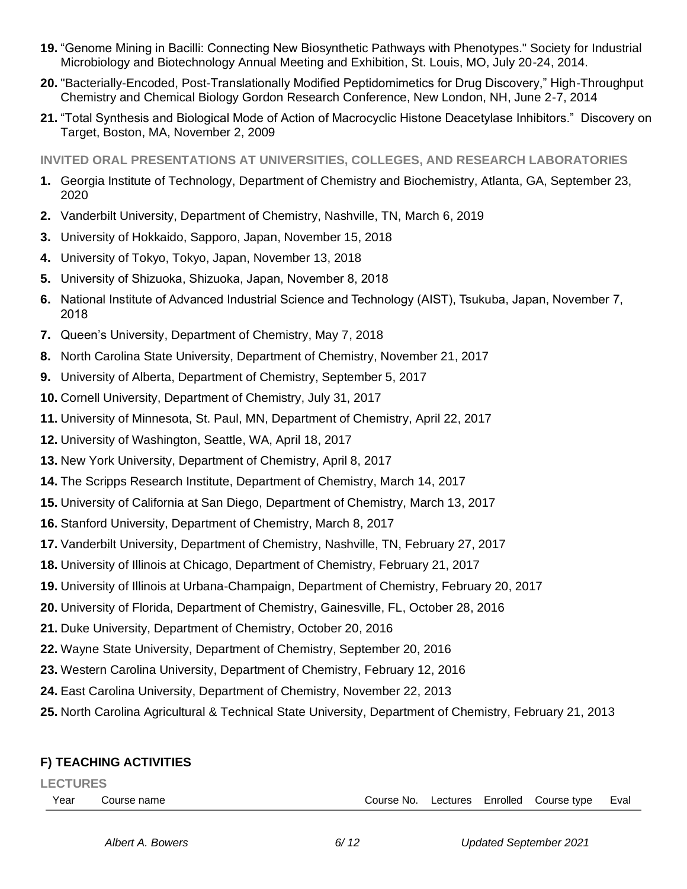19. “Genome Mining in Bacilli: Connecting New Biosynthetic Pathways with Phenotypes." Society for Industrial Microbiology and Biotechnology Annual Meeting and Exhibition, St. Louis, MO, July 20-24, 2014.
20. "Bacterially-Encoded, Post-Translationally Modified Peptidomimetics for Drug Discovery,” High-Throughput Chemistry and Chemical Biology Gordon Research Conference, New London, NH, June 2-7, 2014
21. “Total Synthesis and Biological Mode of Action of Macrocyclic Histone Deacetylase Inhibitors.” Discovery on Target, Boston, MA, November 2, 2009

### INVITED ORAL PRESENTATIONS AT UNIVERSITIES, COLLEGES, AND RESEARCH LABORATORIES

1. Georgia Institute of Technology, Department of Chemistry and Biochemistry, Atlanta, GA, September 23, 2020
2. Vanderbilt University, Department of Chemistry, Nashville, TN, March 6, 2019
3. University of Hokkaido, Sapporo, Japan, November 15, 2018
4. University of Tokyo, Tokyo, Japan, November 13, 2018
5. University of Shizuoka, Shizuoka, Japan, November 8, 2018
6. National Institute of Advanced Industrial Science and Technology (AIST), Tsukuba, Japan, November 7, 2018
7. Queen’s University, Department of Chemistry, May 7, 2018
8. North Carolina State University, Department of Chemistry, November 21, 2017
9. University of Alberta, Department of Chemistry, September 5, 2017
10. Cornell University, Department of Chemistry, July 31, 2017
11. University of Minnesota, St. Paul, MN, Department of Chemistry, April 22, 2017
12. University of Washington, Seattle, WA, April 18, 2017
13. New York University, Department of Chemistry, April 8, 2017
14. The Scripps Research Institute, Department of Chemistry, March 14, 2017
15. University of California at San Diego, Department of Chemistry, March 13, 2017
16. Stanford University, Department of Chemistry, March 8, 2017
17. Vanderbilt University, Department of Chemistry, Nashville, TN, February 27, 2017
18. University of Illinois at Chicago, Department of Chemistry, February 21, 2017
19. University of Illinois at Urbana-Champaign, Department of Chemistry, February 20, 2017
20. University of Florida, Department of Chemistry, Gainesville, FL, October 28, 2016
21. Duke University, Department of Chemistry, October 20, 2016
22. Wayne State University, Department of Chemistry, September 20, 2016
23. Western Carolina University, Department of Chemistry, February 12, 2016
24. East Carolina University, Department of Chemistry, November 22, 2013
25. North Carolina Agricultural & Technical State University, Department of Chemistry, February 21, 2013

## F) TEACHING ACTIVITIES

### LECTURES

| Year | Course name | Course No. | Lectures | Enrolled | Course type | Eval |
|---|---|---|---|---|---|---|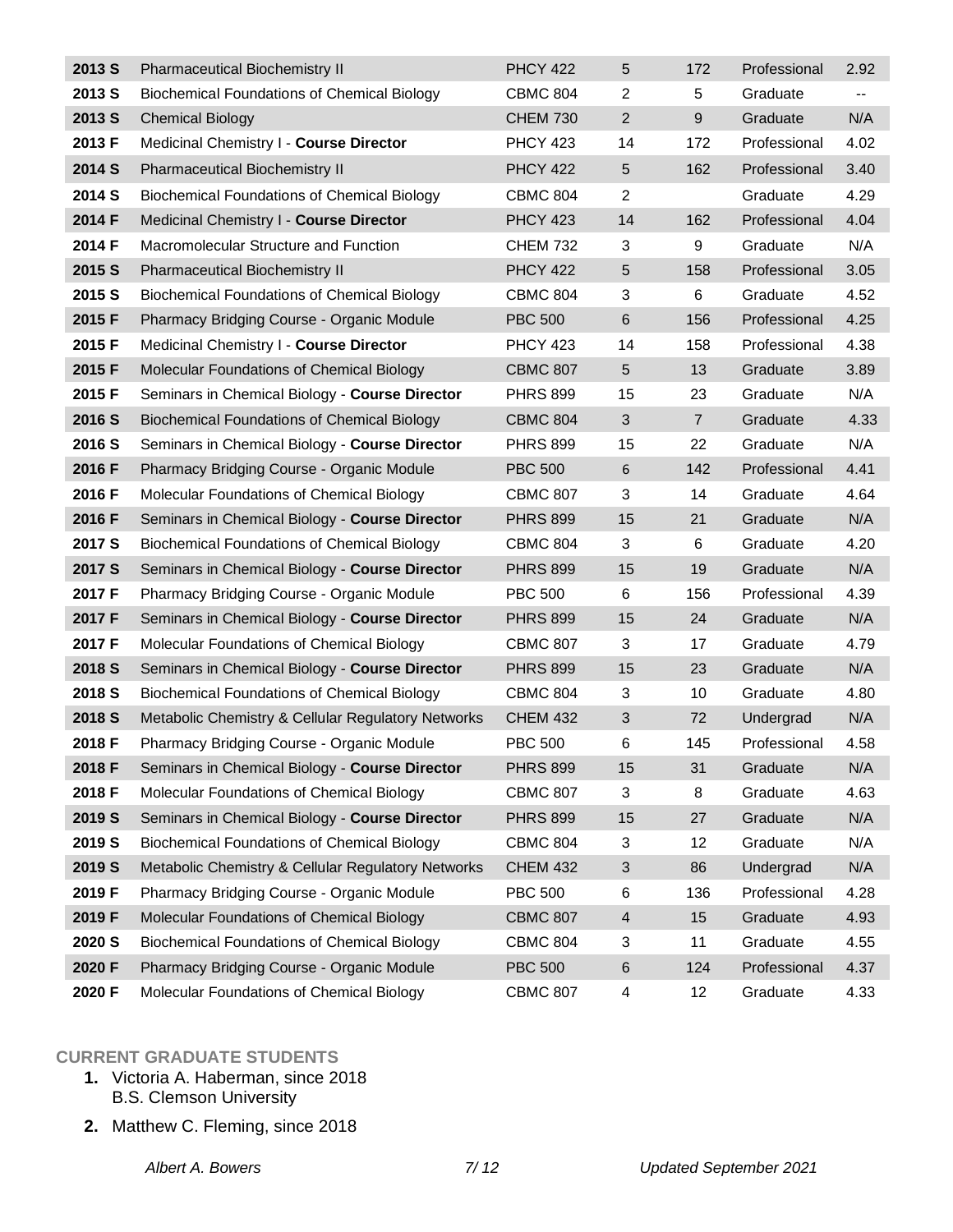| | | | | | | |
|---|---|---|---|---|---|---|
| **2013 S** | Pharmaceutical Biochemistry II | PHCY 422 | 5 | 172 | Professional | 2.92 |
| **2013 S** | Biochemical Foundations of Chemical Biology | CBMC 804 | 2 | 5 | Graduate | -- |
| **2013 S** | Chemical Biology | CHEM 730 | 2 | 9 | Graduate | N/A |
| **2013 F** | Medicinal Chemistry I - **Course Director** | PHCY 423 | 14 | 172 | Professional | 4.02 |
| **2014 S** | Pharmaceutical Biochemistry II | PHCY 422 | 5 | 162 | Professional | 3.40 |
| **2014 S** | Biochemical Foundations of Chemical Biology | CBMC 804 | 2 | | Graduate | 4.29 |
| **2014 F** | Medicinal Chemistry I - **Course Director** | PHCY 423 | 14 | 162 | Professional | 4.04 |
| **2014 F** | Macromolecular Structure and Function | CHEM 732 | 3 | 9 | Graduate | N/A |
| **2015 S** | Pharmaceutical Biochemistry II | PHCY 422 | 5 | 158 | Professional | 3.05 |
| **2015 S** | Biochemical Foundations of Chemical Biology | CBMC 804 | 3 | 6 | Graduate | 4.52 |
| **2015 F** | Pharmacy Bridging Course - Organic Module | PBC 500 | 6 | 156 | Professional | 4.25 |
| **2015 F** | Medicinal Chemistry I - **Course Director** | PHCY 423 | 14 | 158 | Professional | 4.38 |
| **2015 F** | Molecular Foundations of Chemical Biology | CBMC 807 | 5 | 13 | Graduate | 3.89 |
| **2015 F** | Seminars in Chemical Biology - **Course Director** | PHRS 899 | 15 | 23 | Graduate | N/A |
| **2016 S** | Biochemical Foundations of Chemical Biology | CBMC 804 | 3 | 7 | Graduate | 4.33 |
| **2016 S** | Seminars in Chemical Biology - **Course Director** | PHRS 899 | 15 | 22 | Graduate | N/A |
| **2016 F** | Pharmacy Bridging Course - Organic Module | PBC 500 | 6 | 142 | Professional | 4.41 |
| **2016 F** | Molecular Foundations of Chemical Biology | CBMC 807 | 3 | 14 | Graduate | 4.64 |
| **2016 F** | Seminars in Chemical Biology - **Course Director** | PHRS 899 | 15 | 21 | Graduate | N/A |
| **2017 S** | Biochemical Foundations of Chemical Biology | CBMC 804 | 3 | 6 | Graduate | 4.20 |
| **2017 S** | Seminars in Chemical Biology - **Course Director** | PHRS 899 | 15 | 19 | Graduate | N/A |
| **2017 F** | Pharmacy Bridging Course - Organic Module | PBC 500 | 6 | 156 | Professional | 4.39 |
| **2017 F** | Seminars in Chemical Biology - **Course Director** | PHRS 899 | 15 | 24 | Graduate | N/A |
| **2017 F** | Molecular Foundations of Chemical Biology | CBMC 807 | 3 | 17 | Graduate | 4.79 |
| **2018 S** | Seminars in Chemical Biology - **Course Director** | PHRS 899 | 15 | 23 | Graduate | N/A |
| **2018 S** | Biochemical Foundations of Chemical Biology | CBMC 804 | 3 | 10 | Graduate | 4.80 |
| **2018 S** | Metabolic Chemistry & Cellular Regulatory Networks | CHEM 432 | 3 | 72 | Undergrad | N/A |
| **2018 F** | Pharmacy Bridging Course - Organic Module | PBC 500 | 6 | 145 | Professional | 4.58 |
| **2018 F** | Seminars in Chemical Biology - **Course Director** | PHRS 899 | 15 | 31 | Graduate | N/A |
| **2018 F** | Molecular Foundations of Chemical Biology | CBMC 807 | 3 | 8 | Graduate | 4.63 |
| **2019 S** | Seminars in Chemical Biology - **Course Director** | PHRS 899 | 15 | 27 | Graduate | N/A |
| **2019 S** | Biochemical Foundations of Chemical Biology | CBMC 804 | 3 | 12 | Graduate | N/A |
| **2019 S** | Metabolic Chemistry & Cellular Regulatory Networks | CHEM 432 | 3 | 86 | Undergrad | N/A |
| **2019 F** | Pharmacy Bridging Course - Organic Module | PBC 500 | 6 | 136 | Professional | 4.28 |
| **2019 F** | Molecular Foundations of Chemical Biology | CBMC 807 | 4 | 15 | Graduate | 4.93 |
| **2020 S** | Biochemical Foundations of Chemical Biology | CBMC 804 | 3 | 11 | Graduate | 4.55 |
| **2020 F** | Pharmacy Bridging Course - Organic Module | PBC 500 | 6 | 124 | Professional | 4.37 |
| **2020 F** | Molecular Foundations of Chemical Biology | CBMC 807 | 4 | 12 | Graduate | 4.33 |

## CURRENT GRADUATE STUDENTS

1. Victoria A. Haberman, since 2018
   B.S. Clemson University
2. Matthew C. Fleming, since 2018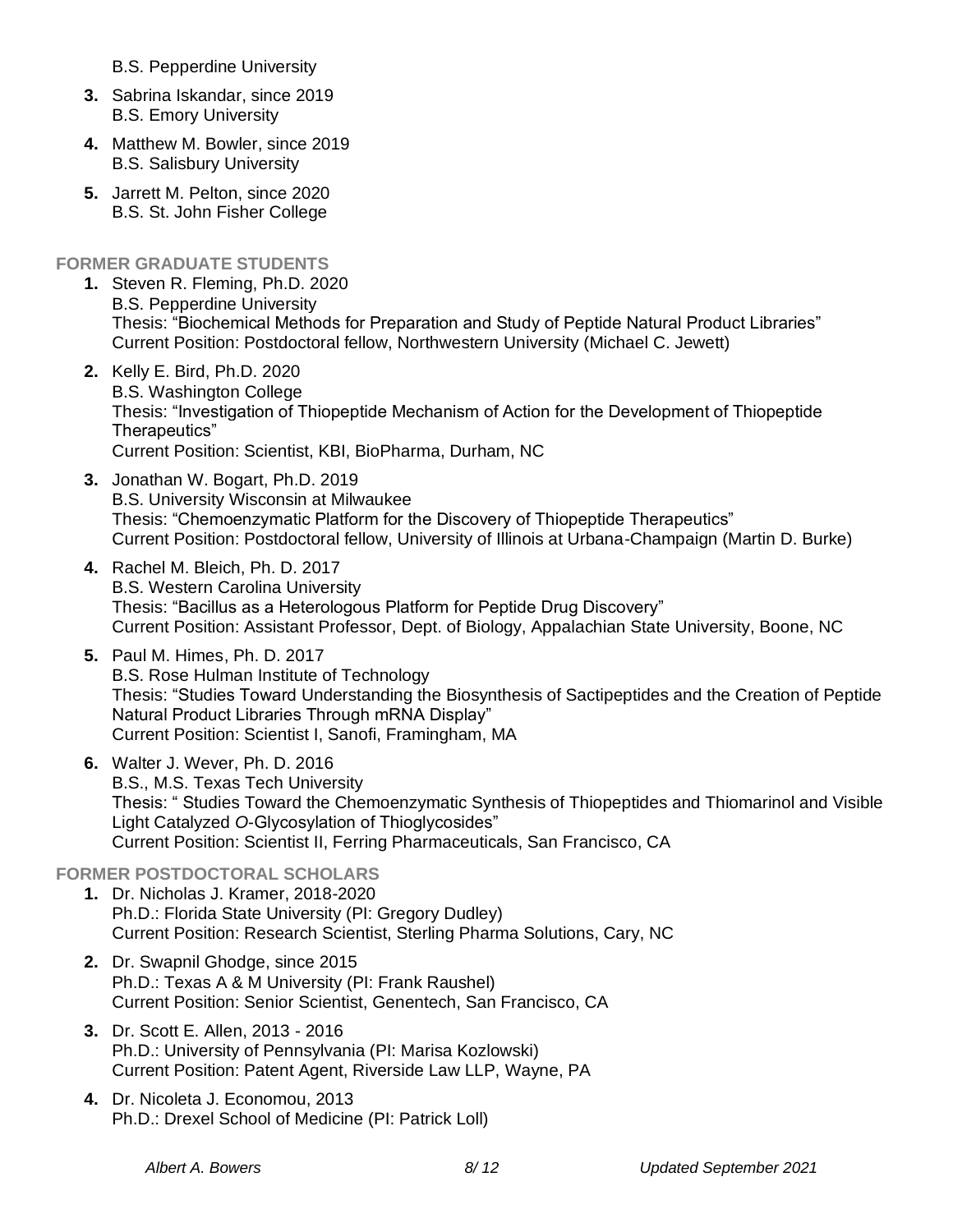B.S. Pepperdine University

3. Sabrina Iskandar, since 2019
   B.S. Emory University

4. Matthew M. Bowler, since 2019
   B.S. Salisbury University

5. Jarrett M. Pelton, since 2020
   B.S. St. John Fisher College

### FORMER GRADUATE STUDENTS

1. Steven R. Fleming, Ph.D. 2020
   B.S. Pepperdine University
   Thesis: "Biochemical Methods for Preparation and Study of Peptide Natural Product Libraries"
   Current Position: Postdoctoral fellow, Northwestern University (Michael C. Jewett)

2. Kelly E. Bird, Ph.D. 2020
   B.S. Washington College
   Thesis: "Investigation of Thiopeptide Mechanism of Action for the Development of Thiopeptide Therapeutics"
   Current Position: Scientist, KBI, BioPharma, Durham, NC

3. Jonathan W. Bogart, Ph.D. 2019
   B.S. University Wisconsin at Milwaukee
   Thesis: "Chemoenzymatic Platform for the Discovery of Thiopeptide Therapeutics"
   Current Position: Postdoctoral fellow, University of Illinois at Urbana-Champaign (Martin D. Burke)

4. Rachel M. Bleich, Ph. D. 2017
   B.S. Western Carolina University
   Thesis: "Bacillus as a Heterologous Platform for Peptide Drug Discovery"
   Current Position: Assistant Professor, Dept. of Biology, Appalachian State University, Boone, NC

5. Paul M. Himes, Ph. D. 2017
   B.S. Rose Hulman Institute of Technology
   Thesis: "Studies Toward Understanding the Biosynthesis of Sactipeptides and the Creation of Peptide Natural Product Libraries Through mRNA Display"
   Current Position: Scientist I, Sanofi, Framingham, MA

6. Walter J. Wever, Ph. D. 2016
   B.S., M.S. Texas Tech University
   Thesis: " Studies Toward the Chemoenzymatic Synthesis of Thiopeptides and Thiomarinol and Visible Light Catalyzed *O*-Glycosylation of Thioglycosides"
   Current Position: Scientist II, Ferring Pharmaceuticals, San Francisco, CA

### FORMER POSTDOCTORAL SCHOLARS

1. Dr. Nicholas J. Kramer, 2018-2020
   Ph.D.: Florida State University (PI: Gregory Dudley)
   Current Position: Research Scientist, Sterling Pharma Solutions, Cary, NC

2. Dr. Swapnil Ghodge, since 2015
   Ph.D.: Texas A & M University (PI: Frank Raushel)
   Current Position: Senior Scientist, Genentech, San Francisco, CA

3. Dr. Scott E. Allen, 2013 - 2016
   Ph.D.: University of Pennsylvania (PI: Marisa Kozlowski)
   Current Position: Patent Agent, Riverside Law LLP, Wayne, PA

4. Dr. Nicoleta J. Economou, 2013
   Ph.D.: Drexel School of Medicine (PI: Patrick Loll)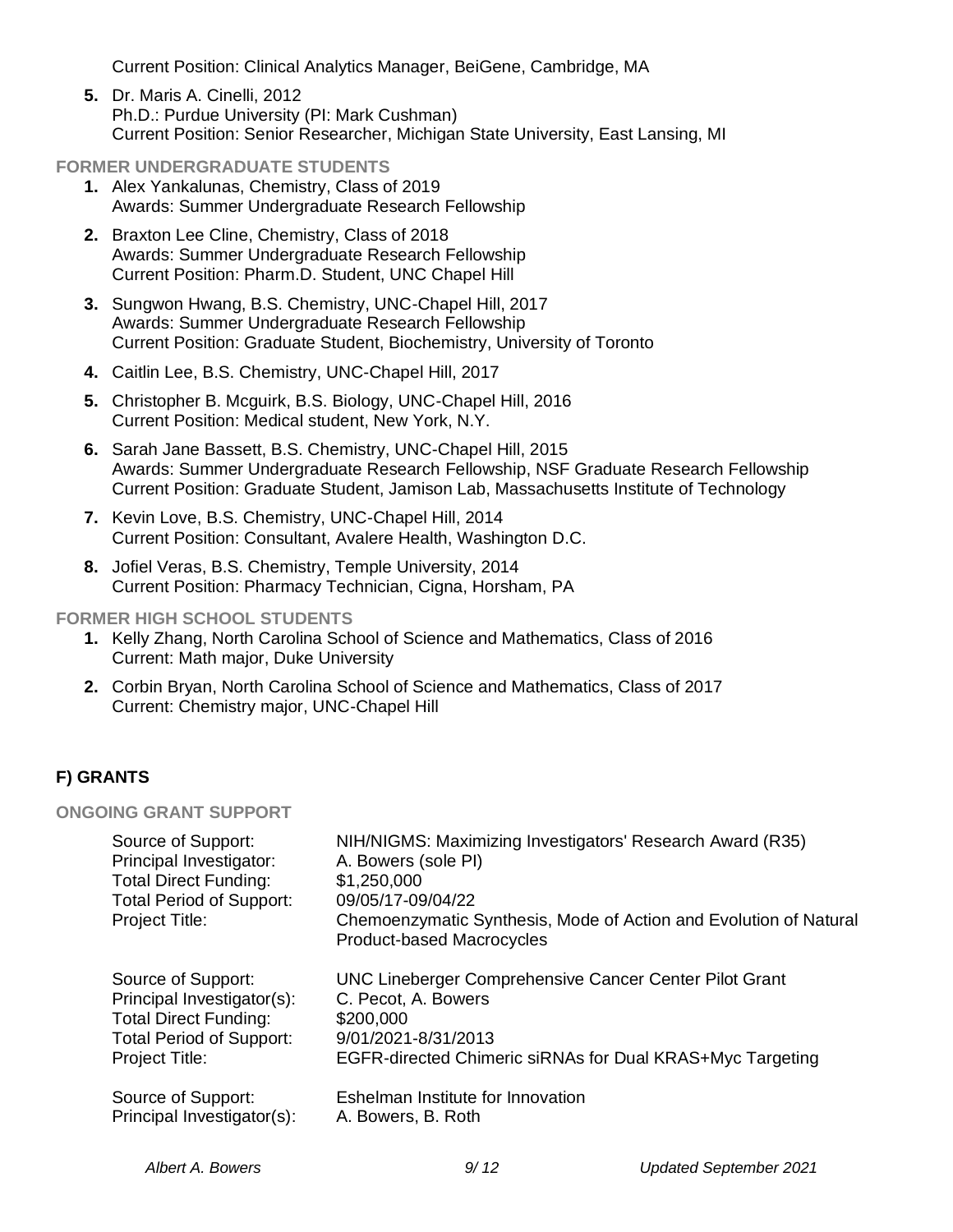Current Position: Clinical Analytics Manager, BeiGene, Cambridge, MA

5. Dr. Maris A. Cinelli, 2012
   Ph.D.: Purdue University (PI: Mark Cushman)
   Current Position: Senior Researcher, Michigan State University, East Lansing, MI

### FORMER UNDERGRADUATE STUDENTS

1. Alex Yankalunas, Chemistry, Class of 2019
   Awards: Summer Undergraduate Research Fellowship
2. Braxton Lee Cline, Chemistry, Class of 2018
   Awards: Summer Undergraduate Research Fellowship
   Current Position: Pharm.D. Student, UNC Chapel Hill
3. Sungwon Hwang, B.S. Chemistry, UNC-Chapel Hill, 2017
   Awards: Summer Undergraduate Research Fellowship
   Current Position: Graduate Student, Biochemistry, University of Toronto
4. Caitlin Lee, B.S. Chemistry, UNC-Chapel Hill, 2017
5. Christopher B. Mcguirk, B.S. Biology, UNC-Chapel Hill, 2016
   Current Position: Medical student, New York, N.Y.
6. Sarah Jane Bassett, B.S. Chemistry, UNC-Chapel Hill, 2015
   Awards: Summer Undergraduate Research Fellowship, NSF Graduate Research Fellowship
   Current Position: Graduate Student, Jamison Lab, Massachusetts Institute of Technology
7. Kevin Love, B.S. Chemistry, UNC-Chapel Hill, 2014
   Current Position: Consultant, Avalere Health, Washington D.C.
8. Jofiel Veras, B.S. Chemistry, Temple University, 2014
   Current Position: Pharmacy Technician, Cigna, Horsham, PA

### FORMER HIGH SCHOOL STUDENTS

1. Kelly Zhang, North Carolina School of Science and Mathematics, Class of 2016
   Current: Math major, Duke University
2. Corbin Bryan, North Carolina School of Science and Mathematics, Class of 2017
   Current: Chemistry major, UNC-Chapel Hill

## F) GRANTS

### ONGOING GRANT SUPPORT

| | |
|---|---|
| Source of Support: | NIH/NIGMS: Maximizing Investigators' Research Award (R35) |
| Principal Investigator: | A. Bowers (sole PI) |
| Total Direct Funding: | $1,250,000 |
| Total Period of Support: | 09/05/17-09/04/22 |
| Project Title: | Chemoenzymatic Synthesis, Mode of Action and Evolution of Natural Product-based Macrocycles |

| | |
|---|---|
| Source of Support: | UNC Lineberger Comprehensive Cancer Center Pilot Grant |
| Principal Investigator(s): | C. Pecot, A. Bowers |
| Total Direct Funding: | $200,000 |
| Total Period of Support: | 9/01/2021-8/31/2013 |
| Project Title: | EGFR-directed Chimeric siRNAs for Dual KRAS+Myc Targeting |

| | |
|---|---|
| Source of Support: | Eshelman Institute for Innovation |
| Principal Investigator(s): | A. Bowers, B. Roth |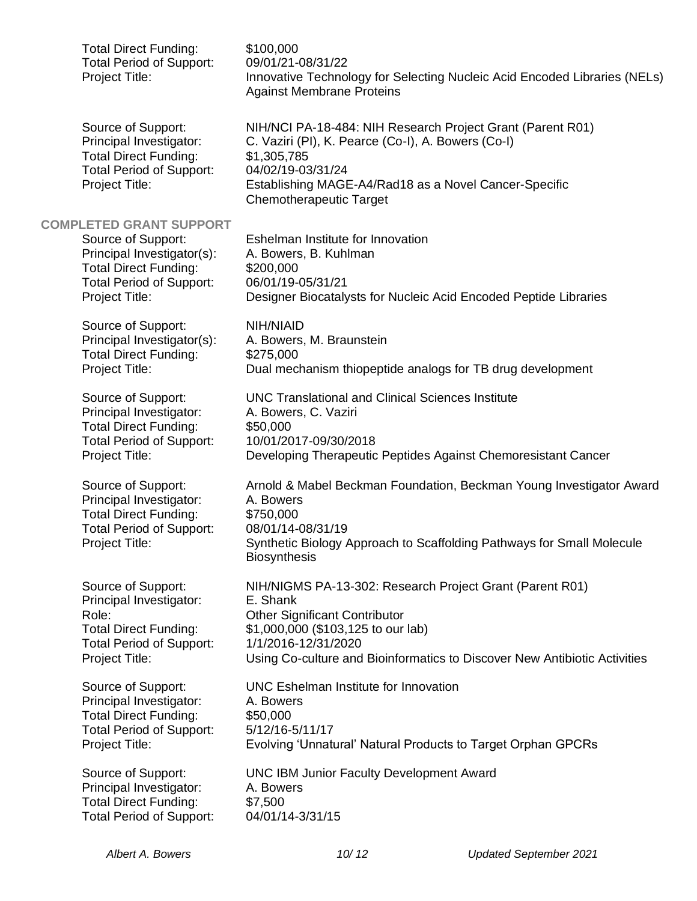Total Direct Funding: $100,000
Total Period of Support: 09/01/21-08/31/22
Project Title: Innovative Technology for Selecting Nucleic Acid Encoded Libraries (NELs) Against Membrane Proteins

Source of Support: NIH/NCI PA-18-484: NIH Research Project Grant (Parent R01)
Principal Investigator: C. Vaziri (PI), K. Pearce (Co-I), A. Bowers (Co-I)
Total Direct Funding: $1,305,785
Total Period of Support: 04/02/19-03/31/24
Project Title: Establishing MAGE-A4/Rad18 as a Novel Cancer-Specific Chemotherapeutic Target

## COMPLETED GRANT SUPPORT

Source of Support: Eshelman Institute for Innovation
Principal Investigator(s): A. Bowers, B. Kuhlman
Total Direct Funding: $200,000
Total Period of Support: 06/01/19-05/31/21
Project Title: Designer Biocatalysts for Nucleic Acid Encoded Peptide Libraries

Source of Support: NIH/NIAID
Principal Investigator(s): A. Bowers, M. Braunstein
Total Direct Funding: $275,000
Project Title: Dual mechanism thiopeptide analogs for TB drug development

Source of Support: UNC Translational and Clinical Sciences Institute
Principal Investigator: A. Bowers, C. Vaziri
Total Direct Funding: $50,000
Total Period of Support: 10/01/2017-09/30/2018
Project Title: Developing Therapeutic Peptides Against Chemoresistant Cancer

Source of Support: Arnold & Mabel Beckman Foundation, Beckman Young Investigator Award
Principal Investigator: A. Bowers
Total Direct Funding: $750,000
Total Period of Support: 08/01/14-08/31/19
Project Title: Synthetic Biology Approach to Scaffolding Pathways for Small Molecule Biosynthesis

Source of Support: NIH/NIGMS PA-13-302: Research Project Grant (Parent R01)
Principal Investigator: E. Shank
Role: Other Significant Contributor
Total Direct Funding: $1,000,000 ($103,125 to our lab)
Total Period of Support: 1/1/2016-12/31/2020
Project Title: Using Co-culture and Bioinformatics to Discover New Antibiotic Activities

Source of Support: UNC Eshelman Institute for Innovation
Principal Investigator: A. Bowers
Total Direct Funding: $50,000
Total Period of Support: 5/12/16-5/11/17
Project Title: Evolving 'Unnatural' Natural Products to Target Orphan GPCRs

Source of Support: UNC IBM Junior Faculty Development Award
Principal Investigator: A. Bowers
Total Direct Funding: $7,500
Total Period of Support: 04/01/14-3/31/15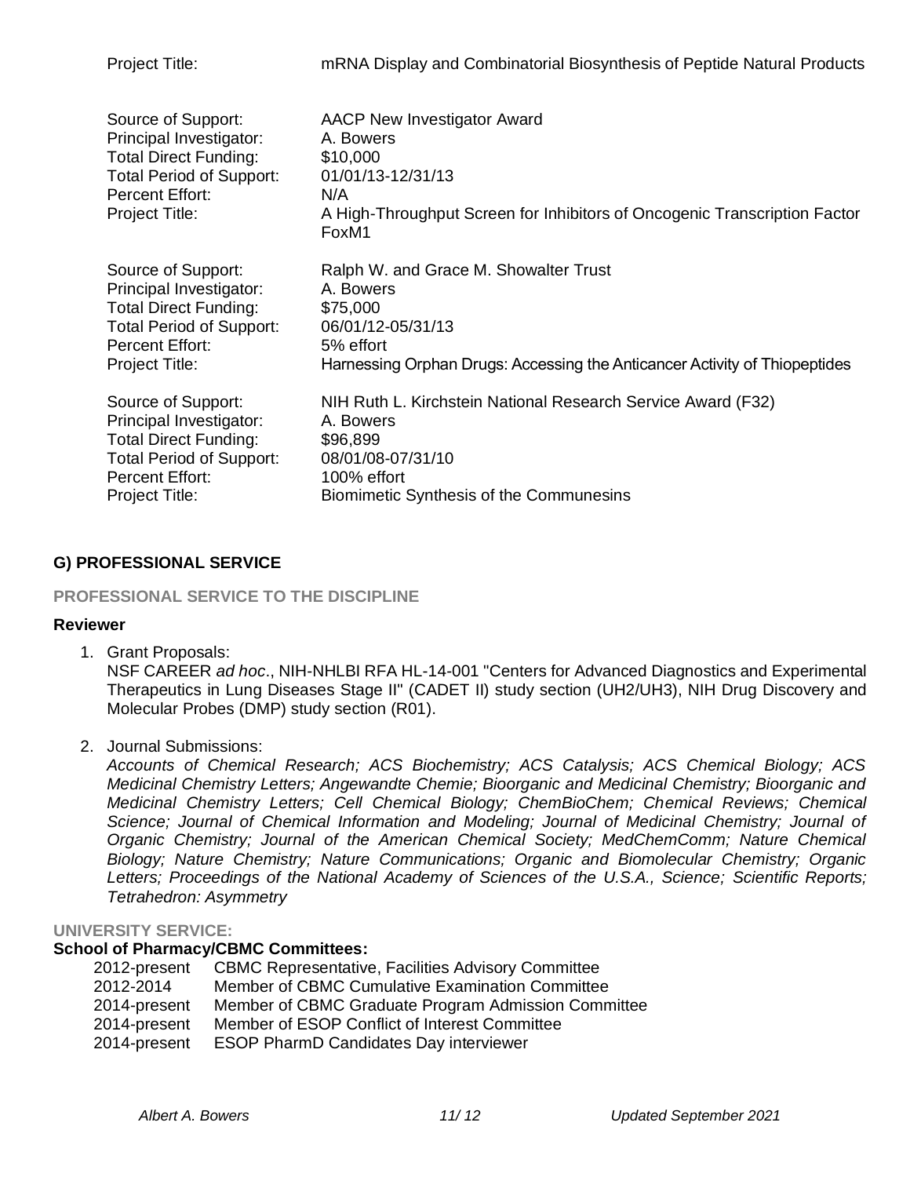| | |
|---|---|
| Project Title: | mRNA Display and Combinatorial Biosynthesis of Peptide Natural Products |

| | |
|---|---|
| Source of Support: | AACP New Investigator Award |
| Principal Investigator: | A. Bowers |
| Total Direct Funding: | $10,000 |
| Total Period of Support: | 01/01/13-12/31/13 |
| Percent Effort: | N/A |
| Project Title: | A High-Throughput Screen for Inhibitors of Oncogenic Transcription Factor FoxM1 |

| | |
|---|---|
| Source of Support: | Ralph W. and Grace M. Showalter Trust |
| Principal Investigator: | A. Bowers |
| Total Direct Funding: | $75,000 |
| Total Period of Support: | 06/01/12-05/31/13 |
| Percent Effort: | 5% effort |
| Project Title: | Harnessing Orphan Drugs: Accessing the Anticancer Activity of Thiopeptides |

| | |
|---|---|
| Source of Support: | NIH Ruth L. Kirchstein National Research Service Award (F32) |
| Principal Investigator: | A. Bowers |
| Total Direct Funding: | $96,899 |
| Total Period of Support: | 08/01/08-07/31/10 |
| Percent Effort: | 100% effort |
| Project Title: | Biomimetic Synthesis of the Communesins |

## G) PROFESSIONAL SERVICE

### PROFESSIONAL SERVICE TO THE DISCIPLINE

**Reviewer**

1. Grant Proposals:
   NSF CAREER *ad hoc*., NIH-NHLBI RFA HL-14-001 "Centers for Advanced Diagnostics and Experimental Therapeutics in Lung Diseases Stage II" (CADET II) study section (UH2/UH3), NIH Drug Discovery and Molecular Probes (DMP) study section (R01).

2. Journal Submissions:
   *Accounts of Chemical Research; ACS Biochemistry; ACS Catalysis; ACS Chemical Biology; ACS Medicinal Chemistry Letters; Angewandte Chemie; Bioorganic and Medicinal Chemistry; Bioorganic and Medicinal Chemistry Letters; Cell Chemical Biology; ChemBioChem; Chemical Reviews; Chemical Science; Journal of Chemical Information and Modeling; Journal of Medicinal Chemistry; Journal of Organic Chemistry; Journal of the American Chemical Society; MedChemComm; Nature Chemical Biology; Nature Chemistry; Nature Communications; Organic and Biomolecular Chemistry; Organic Letters; Proceedings of the National Academy of Sciences of the U.S.A., Science; Scientific Reports; Tetrahedron: Asymmetry*

### UNIVERSITY SERVICE:

**School of Pharmacy/CBMC Committees:**

| | |
|---|---|
| 2012-present | CBMC Representative, Facilities Advisory Committee |
| 2012-2014 | Member of CBMC Cumulative Examination Committee |
| 2014-present | Member of CBMC Graduate Program Admission Committee |
| 2014-present | Member of ESOP Conflict of Interest Committee |
| 2014-present | ESOP PharmD Candidates Day interviewer |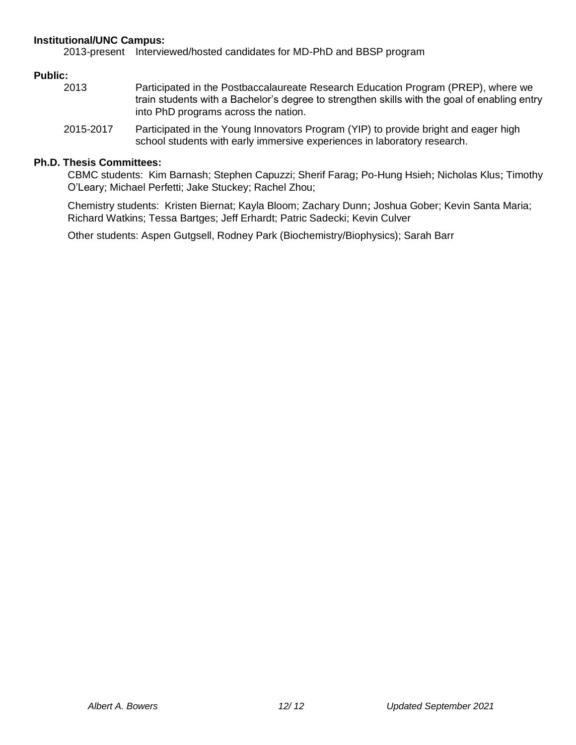**Institutional/UNC Campus:**

2013-present Interviewed/hosted candidates for MD-PhD and BBSP program

**Public:**

2013 Participated in the Postbaccalaureate Research Education Program (PREP), where we train students with a Bachelor's degree to strengthen skills with the goal of enabling entry into PhD programs across the nation.

2015-2017 Participated in the Young Innovators Program (YIP) to provide bright and eager high school students with early immersive experiences in laboratory research.

**Ph.D. Thesis Committees:**

CBMC students: Kim Barnash; Stephen Capuzzi; Sherif Farag; Po-Hung Hsieh; Nicholas Klus; Timothy O'Leary; Michael Perfetti; Jake Stuckey; Rachel Zhou;

Chemistry students: Kristen Biernat; Kayla Bloom; Zachary Dunn; Joshua Gober; Kevin Santa Maria; Richard Watkins; Tessa Bartges; Jeff Erhardt; Patric Sadecki; Kevin Culver

Other students: Aspen Gutgsell, Rodney Park (Biochemistry/Biophysics); Sarah Barr